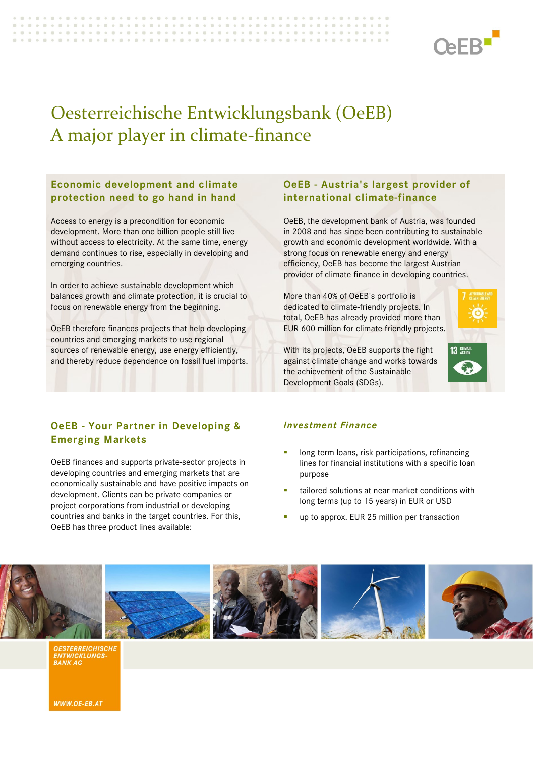# Oesterreichische Entwicklungsbank (OeEB)
# A major player in climate-finance

## Economic development and climate protection need to go hand in hand

Access to energy is a precondition for economic development. More than one billion people still live without access to electricity. At the same time, energy demand continues to rise, especially in developing and emerging countries.

In order to achieve sustainable development which balances growth and climate protection, it is crucial to focus on renewable energy from the beginning.

OeEB therefore finances projects that help developing countries and emerging markets to use regional sources of renewable energy, use energy efficiently, and thereby reduce dependence on fossil fuel imports.

## OeEB - Austria's largest provider of international climate-finance

OeEB, the development bank of Austria, was founded in 2008 and has since been contributing to sustainable growth and economic development worldwide. With a strong focus on renewable energy and energy efficiency, OeEB has become the largest Austrian provider of climate-finance in developing countries.

More than 40% of OeEB's portfolio is dedicated to climate-friendly projects. In total, OeEB has already provided more than EUR 600 million for climate-friendly projects.

With its projects, OeEB supports the fight against climate change and works towards the achievement of the Sustainable Development Goals (SDGs).

## OeEB - Your Partner in Developing & Emerging Markets

OeEB finances and supports private-sector projects in developing countries and emerging markets that are economically sustainable and have positive impacts on development. Clients can be private companies or project corporations from industrial or developing countries and banks in the target countries. For this, OeEB has three product lines available:

### *Investment Finance*

- long-term loans, risk participations, refinancing lines for financial institutions with a specific loan purpose
- tailored solutions at near-market conditions with long terms (up to 15 years) in EUR or USD
- up to approx. EUR 25 million per transaction

OESTERREICHISCHE ENTWICKLUNGS-BANK AG

WWW.OE-EB.AT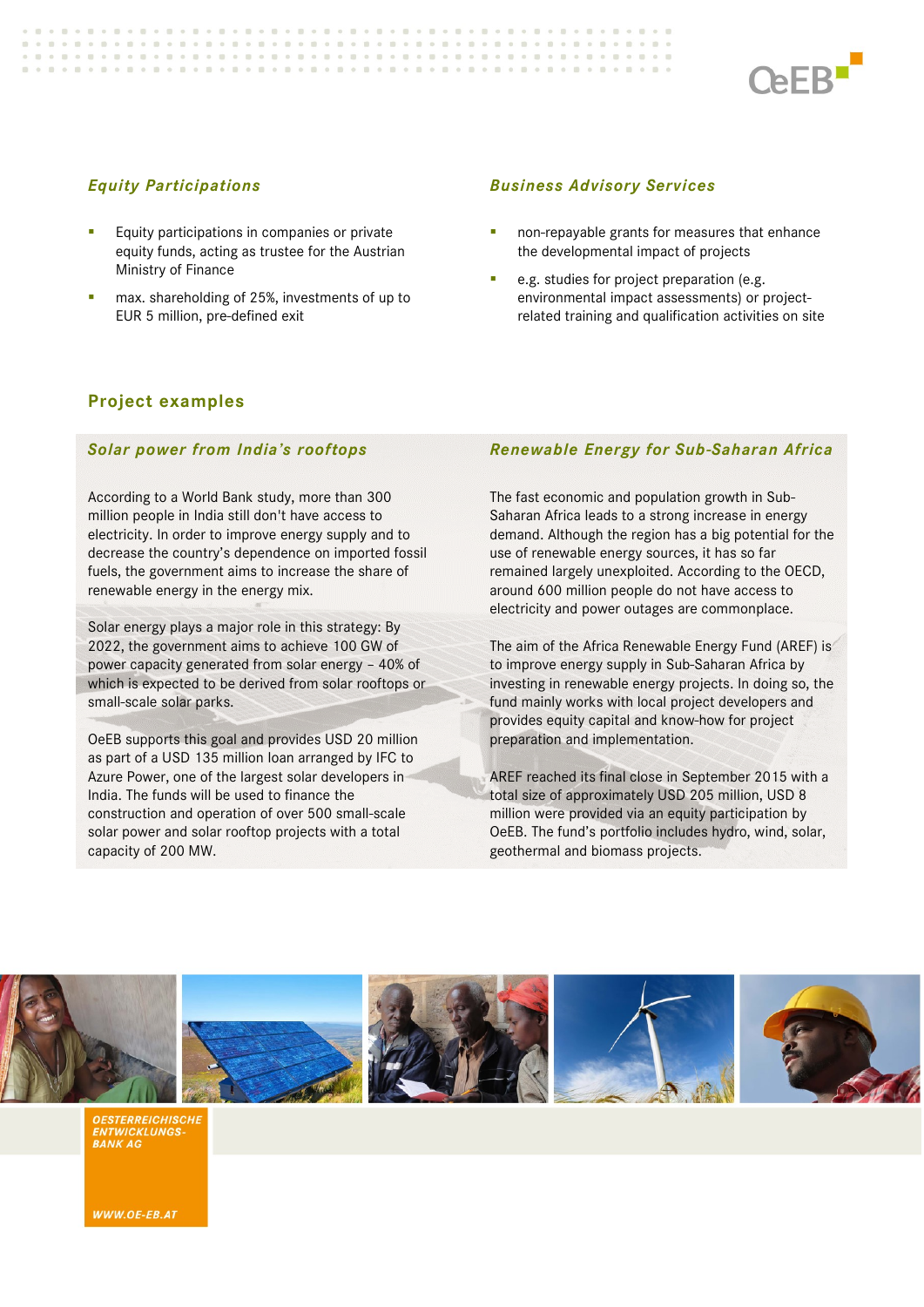## Equity Participations

- Equity participations in companies or private equity funds, acting as trustee for the Austrian Ministry of Finance
- max. shareholding of 25%, investments of up to EUR 5 million, pre-defined exit

## Business Advisory Services

- non-repayable grants for measures that enhance the developmental impact of projects
- e.g. studies for project preparation (e.g. environmental impact assessments) or project-related training and qualification activities on site

## Project examples

### Solar power from India's rooftops

According to a World Bank study, more than 300 million people in India still don't have access to electricity. In order to improve energy supply and to decrease the country's dependence on imported fossil fuels, the government aims to increase the share of renewable energy in the energy mix.

Solar energy plays a major role in this strategy: By 2022, the government aims to achieve 100 GW of power capacity generated from solar energy – 40% of which is expected to be derived from solar rooftops or small-scale solar parks.

OeEB supports this goal and provides USD 20 million as part of a USD 135 million loan arranged by IFC to Azure Power, one of the largest solar developers in India. The funds will be used to finance the construction and operation of over 500 small-scale solar power and solar rooftop projects with a total capacity of 200 MW.

### Renewable Energy for Sub-Saharan Africa

The fast economic and population growth in Sub-Saharan Africa leads to a strong increase in energy demand. Although the region has a big potential for the use of renewable energy sources, it has so far remained largely unexploited. According to the OECD, around 600 million people do not have access to electricity and power outages are commonplace.

The aim of the Africa Renewable Energy Fund (AREF) is to improve energy supply in Sub-Saharan Africa by investing in renewable energy projects. In doing so, the fund mainly works with local project developers and provides equity capital and know-how for project preparation and implementation.

AREF reached its final close in September 2015 with a total size of approximately USD 205 million, USD 8 million were provided via an equity participation by OeEB. The fund's portfolio includes hydro, wind, solar, geothermal and biomass projects.

OESTERREICHISCHE ENTWICKLUNGS-BANK AG

WWW.OE-EB.AT